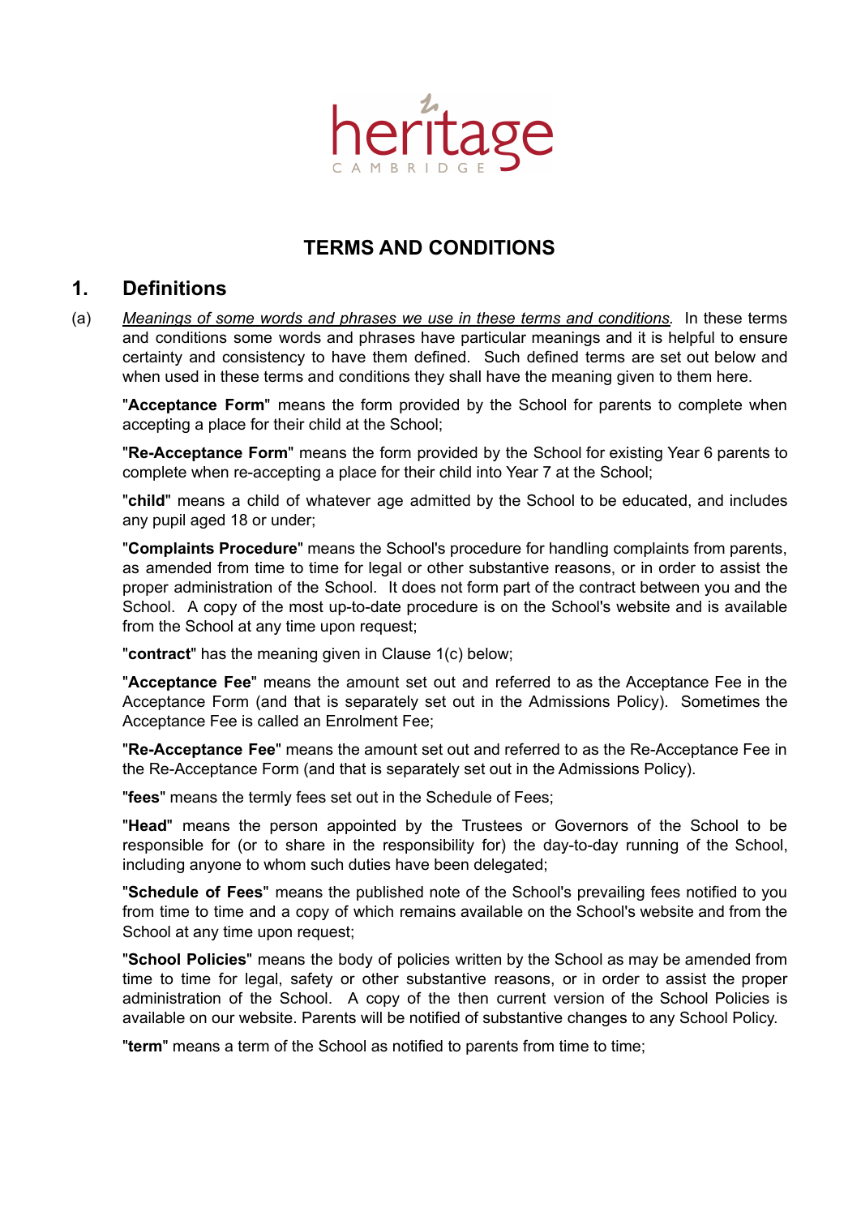heritage

CAMBRIDGE

# TERMS AND CONDITIONS

## 1. Definitions

(a) *Meanings of some words and phrases we use in these terms and conditions*. In these terms and conditions some words and phrases have particular meanings and it is helpful to ensure certainty and consistency to have them defined. Such defined terms are set out below and when used in these terms and conditions they shall have the meaning given to them here.

"**Acceptance Form**" means the form provided by the School for parents to complete when accepting a place for their child at the School;

"**Re-Acceptance Form**" means the form provided by the School for existing Year 6 parents to complete when re-accepting a place for their child into Year 7 at the School;

"**child**" means a child of whatever age admitted by the School to be educated, and includes any pupil aged 18 or under;

"**Complaints Procedure**" means the School's procedure for handling complaints from parents, as amended from time to time for legal or other substantive reasons, or in order to assist the proper administration of the School. It does not form part of the contract between you and the School. A copy of the most up-to-date procedure is on the School's website and is available from the School at any time upon request;

"**contract**" has the meaning given in Clause 1(c) below;

"**Acceptance Fee**" means the amount set out and referred to as the Acceptance Fee in the Acceptance Form (and that is separately set out in the Admissions Policy). Sometimes the Acceptance Fee is called an Enrolment Fee;

"**Re-Acceptance Fee**" means the amount set out and referred to as the Re-Acceptance Fee in the Re-Acceptance Form (and that is separately set out in the Admissions Policy).

"**fees**" means the termly fees set out in the Schedule of Fees;

"**Head**" means the person appointed by the Trustees or Governors of the School to be responsible for (or to share in the responsibility for) the day-to-day running of the School, including anyone to whom such duties have been delegated;

"**Schedule of Fees**" means the published note of the School's prevailing fees notified to you from time to time and a copy of which remains available on the School's website and from the School at any time upon request;

"**School Policies**" means the body of policies written by the School as may be amended from time to time for legal, safety or other substantive reasons, or in order to assist the proper administration of the School. A copy of the then current version of the School Policies is available on our website. Parents will be notified of substantive changes to any School Policy.

"**term**" means a term of the School as notified to parents from time to time;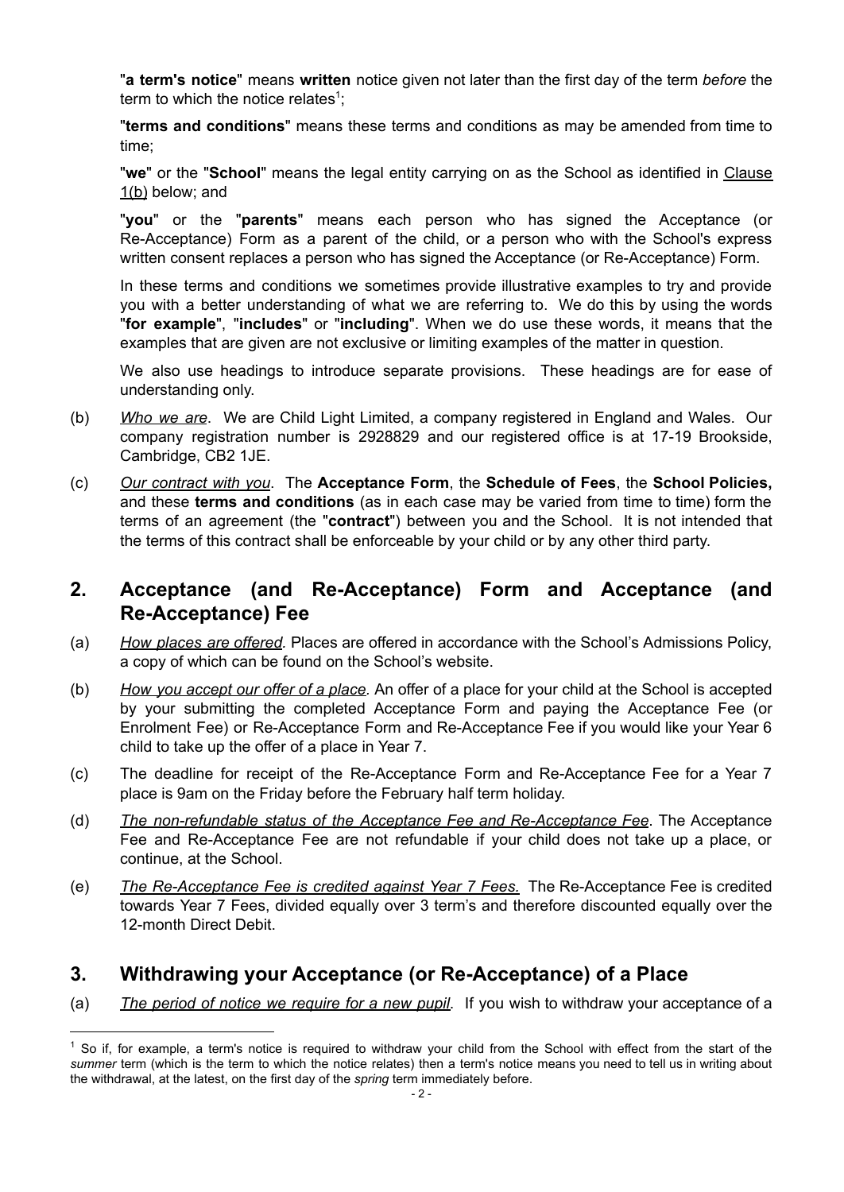"**a term's notice**" means **written** notice given not later than the first day of the term *before* the term to which the notice relates[1];

"**terms and conditions**" means these terms and conditions as may be amended from time to time;

"**we**" or the "**School**" means the legal entity carrying on as the School as identified in Clause 1(b) below; and

"**you**" or the "**parents**" means each person who has signed the Acceptance (or Re-Acceptance) Form as a parent of the child, or a person who with the School's express written consent replaces a person who has signed the Acceptance (or Re-Acceptance) Form.

In these terms and conditions we sometimes provide illustrative examples to try and provide you with a better understanding of what we are referring to. We do this by using the words "**for example**", "**includes**" or "**including**". When we do use these words, it means that the examples that are given are not exclusive or limiting examples of the matter in question.

We also use headings to introduce separate provisions. These headings are for ease of understanding only.

(b) *Who we are*. We are Child Light Limited, a company registered in England and Wales. Our company registration number is 2928829 and our registered office is at 17-19 Brookside, Cambridge, CB2 1JE.

(c) *Our contract with you*. The **Acceptance Form**, the **Schedule of Fees**, the **School Policies,** and these **terms and conditions** (as in each case may be varied from time to time) form the terms of an agreement (the "**contract**") between you and the School. It is not intended that the terms of this contract shall be enforceable by your child or by any other third party.

## 2. Acceptance (and Re-Acceptance) Form and Acceptance (and Re-Acceptance) Fee

(a) *How places are offered.* Places are offered in accordance with the School's Admissions Policy, a copy of which can be found on the School's website.

(b) *How you accept our offer of a place.* An offer of a place for your child at the School is accepted by your submitting the completed Acceptance Form and paying the Acceptance Fee (or Enrolment Fee) or Re-Acceptance Form and Re-Acceptance Fee if you would like your Year 6 child to take up the offer of a place in Year 7.

(c) The deadline for receipt of the Re-Acceptance Form and Re-Acceptance Fee for a Year 7 place is 9am on the Friday before the February half term holiday.

(d) *The non-refundable status of the Acceptance Fee and Re-Acceptance Fee*. The Acceptance Fee and Re-Acceptance Fee are not refundable if your child does not take up a place, or continue, at the School.

(e) *The Re-Acceptance Fee is credited against Year 7 Fees.* The Re-Acceptance Fee is credited towards Year 7 Fees, divided equally over 3 term's and therefore discounted equally over the 12-month Direct Debit.

## 3. Withdrawing your Acceptance (or Re-Acceptance) of a Place

(a) *The period of notice we require for a new pupil*. If you wish to withdraw your acceptance of a

[1] So if, for example, a term's notice is required to withdraw your child from the School with effect from the start of the *summer* term (which is the term to which the notice relates) then a term's notice means you need to tell us in writing about the withdrawal, at the latest, on the first day of the *spring* term immediately before.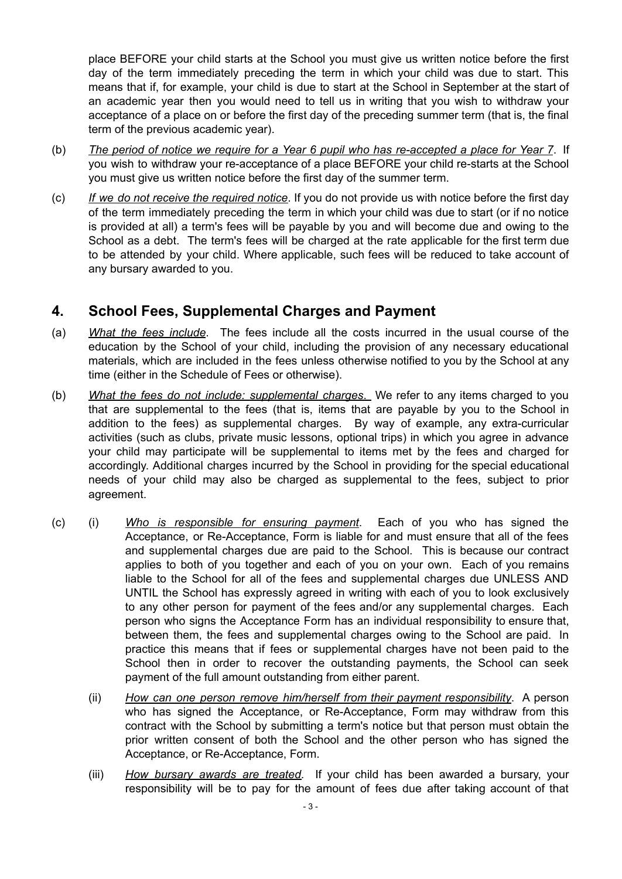place BEFORE your child starts at the School you must give us written notice before the first day of the term immediately preceding the term in which your child was due to start. This means that if, for example, your child is due to start at the School in September at the start of an academic year then you would need to tell us in writing that you wish to withdraw your acceptance of a place on or before the first day of the preceding summer term (that is, the final term of the previous academic year).

(b) *The period of notice we require for a Year 6 pupil who has re-accepted a place for Year 7*. If you wish to withdraw your re-acceptance of a place BEFORE your child re-starts at the School you must give us written notice before the first day of the summer term.

(c) *If we do not receive the required notice*. If you do not provide us with notice before the first day of the term immediately preceding the term in which your child was due to start (or if no notice is provided at all) a term's fees will be payable by you and will become due and owing to the School as a debt. The term's fees will be charged at the rate applicable for the first term due to be attended by your child. Where applicable, such fees will be reduced to take account of any bursary awarded to you.

## 4. School Fees, Supplemental Charges and Payment

(a) *What the fees include*. The fees include all the costs incurred in the usual course of the education by the School of your child, including the provision of any necessary educational materials, which are included in the fees unless otherwise notified to you by the School at any time (either in the Schedule of Fees or otherwise).

(b) *What the fees do not include: supplemental charges*. We refer to any items charged to you that are supplemental to the fees (that is, items that are payable by you to the School in addition to the fees) as supplemental charges. By way of example, any extra-curricular activities (such as clubs, private music lessons, optional trips) in which you agree in advance your child may participate will be supplemental to items met by the fees and charged for accordingly. Additional charges incurred by the School in providing for the special educational needs of your child may also be charged as supplemental to the fees, subject to prior agreement.

(c) (i) *Who is responsible for ensuring payment*. Each of you who has signed the Acceptance, or Re-Acceptance, Form is liable for and must ensure that all of the fees and supplemental charges due are paid to the School. This is because our contract applies to both of you together and each of you on your own. Each of you remains liable to the School for all of the fees and supplemental charges due UNLESS AND UNTIL the School has expressly agreed in writing with each of you to look exclusively to any other person for payment of the fees and/or any supplemental charges. Each person who signs the Acceptance Form has an individual responsibility to ensure that, between them, the fees and supplemental charges owing to the School are paid. In practice this means that if fees or supplemental charges have not been paid to the School then in order to recover the outstanding payments, the School can seek payment of the full amount outstanding from either parent.

(ii) *How can one person remove him/herself from their payment responsibility*. A person who has signed the Acceptance, or Re-Acceptance, Form may withdraw from this contract with the School by submitting a term's notice but that person must obtain the prior written consent of both the School and the other person who has signed the Acceptance, or Re-Acceptance, Form.

(iii) *How bursary awards are treated*. If your child has been awarded a bursary, your responsibility will be to pay for the amount of fees due after taking account of that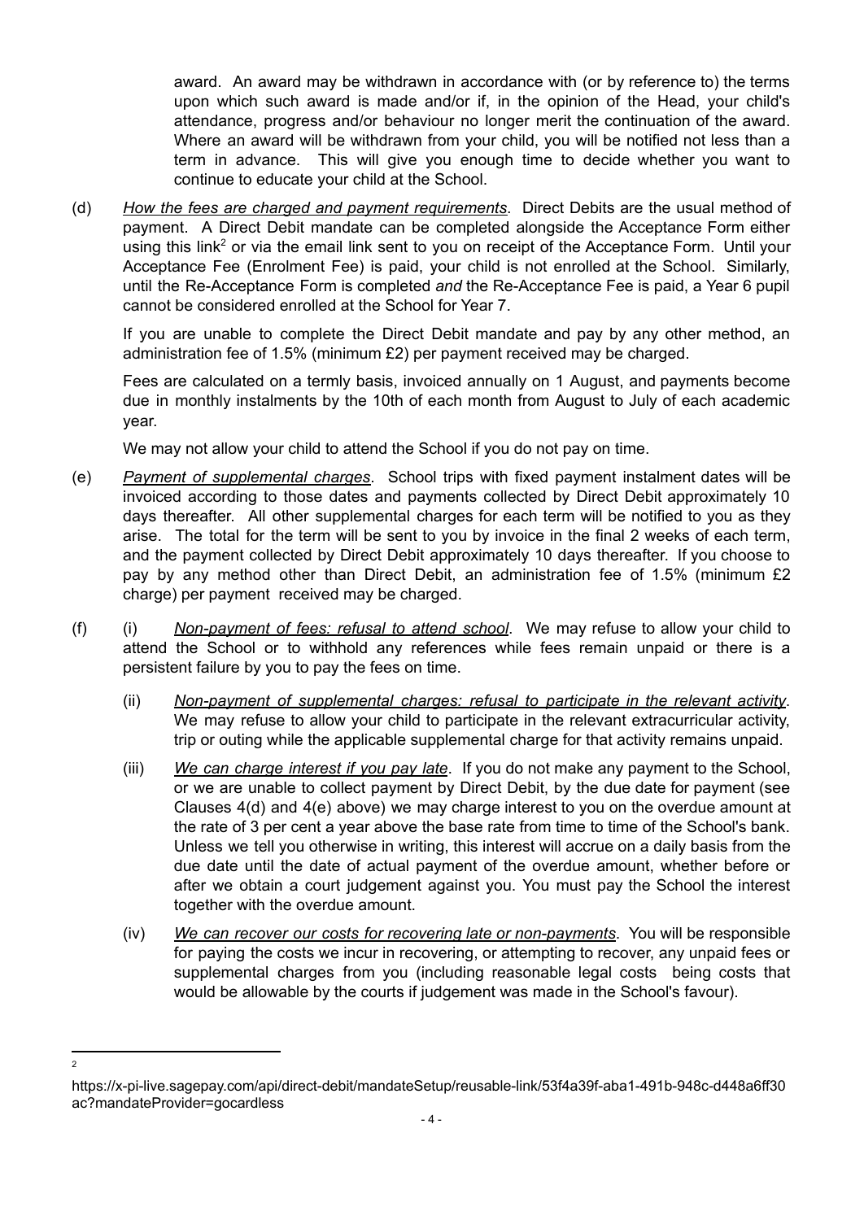award. An award may be withdrawn in accordance with (or by reference to) the terms upon which such award is made and/or if, in the opinion of the Head, your child's attendance, progress and/or behaviour no longer merit the continuation of the award. Where an award will be withdrawn from your child, you will be notified not less than a term in advance. This will give you enough time to decide whether you want to continue to educate your child at the School.

(d) *How the fees are charged and payment requirements*. Direct Debits are the usual method of payment. A Direct Debit mandate can be completed alongside the Acceptance Form either using this link[2] or via the email link sent to you on receipt of the Acceptance Form. Until your Acceptance Fee (Enrolment Fee) is paid, your child is not enrolled at the School. Similarly, until the Re-Acceptance Form is completed *and* the Re-Acceptance Fee is paid, a Year 6 pupil cannot be considered enrolled at the School for Year 7.

If you are unable to complete the Direct Debit mandate and pay by any other method, an administration fee of 1.5% (minimum £2) per payment received may be charged.

Fees are calculated on a termly basis, invoiced annually on 1 August, and payments become due in monthly instalments by the 10th of each month from August to July of each academic year.

We may not allow your child to attend the School if you do not pay on time.

(e) *Payment of supplemental charges*. School trips with fixed payment instalment dates will be invoiced according to those dates and payments collected by Direct Debit approximately 10 days thereafter. All other supplemental charges for each term will be notified to you as they arise. The total for the term will be sent to you by invoice in the final 2 weeks of each term, and the payment collected by Direct Debit approximately 10 days thereafter. If you choose to pay by any method other than Direct Debit, an administration fee of 1.5% (minimum £2 charge) per payment received may be charged.

(f) (i) *Non-payment of fees: refusal to attend school*. We may refuse to allow your child to attend the School or to withhold any references while fees remain unpaid or there is a persistent failure by you to pay the fees on time.

(ii) *Non-payment of supplemental charges: refusal to participate in the relevant activity*. We may refuse to allow your child to participate in the relevant extracurricular activity, trip or outing while the applicable supplemental charge for that activity remains unpaid.

(iii) *We can charge interest if you pay late*. If you do not make any payment to the School, or we are unable to collect payment by Direct Debit, by the due date for payment (see Clauses 4(d) and 4(e) above) we may charge interest to you on the overdue amount at the rate of 3 per cent a year above the base rate from time to time of the School's bank. Unless we tell you otherwise in writing, this interest will accrue on a daily basis from the due date until the date of actual payment of the overdue amount, whether before or after we obtain a court judgement against you. You must pay the School the interest together with the overdue amount.

(iv) *We can recover our costs for recovering late or non-payments*. You will be responsible for paying the costs we incur in recovering, or attempting to recover, any unpaid fees or supplemental charges from you (including reasonable legal costs being costs that would be allowable by the courts if judgement was made in the School's favour).

---

[2] https://x-pi-live.sagepay.com/api/direct-debit/mandateSetup/reusable-link/53f4a39f-aba1-491b-948c-d448a6ff30ac?mandateProvider=gocardless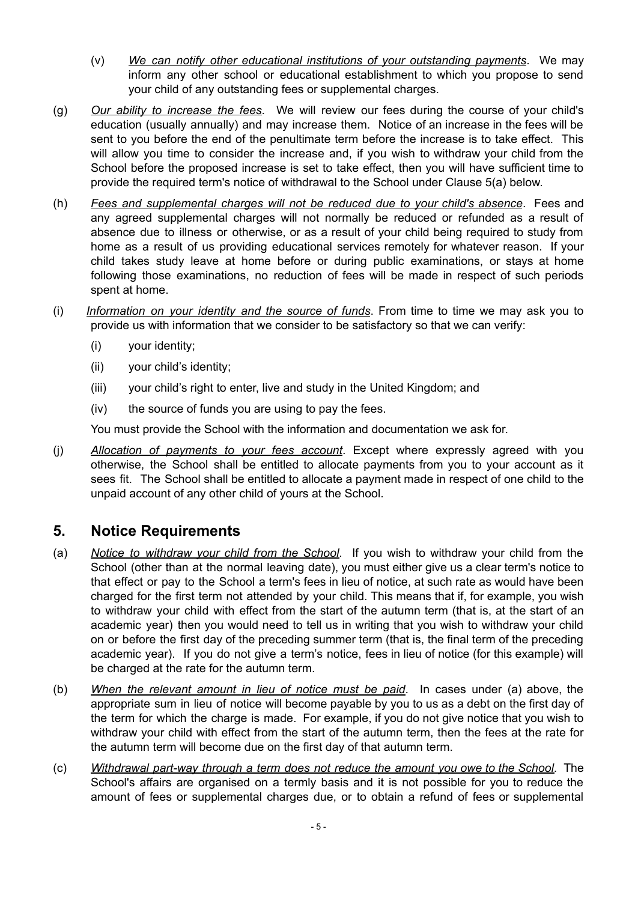(v) *We can notify other educational institutions of your outstanding payments*. We may inform any other school or educational establishment to which you propose to send your child of any outstanding fees or supplemental charges.

(g) *Our ability to increase the fees*. We will review our fees during the course of your child's education (usually annually) and may increase them. Notice of an increase in the fees will be sent to you before the end of the penultimate term before the increase is to take effect. This will allow you time to consider the increase and, if you wish to withdraw your child from the School before the proposed increase is set to take effect, then you will have sufficient time to provide the required term's notice of withdrawal to the School under Clause 5(a) below.

(h) *Fees and supplemental charges will not be reduced due to your child's absence*. Fees and any agreed supplemental charges will not normally be reduced or refunded as a result of absence due to illness or otherwise, or as a result of your child being required to study from home as a result of us providing educational services remotely for whatever reason. If your child takes study leave at home before or during public examinations, or stays at home following those examinations, no reduction of fees will be made in respect of such periods spent at home.

(i) *Information on your identity and the source of funds*. From time to time we may ask you to provide us with information that we consider to be satisfactory so that we can verify:

(i) your identity;

(ii) your child's identity;

(iii) your child's right to enter, live and study in the United Kingdom; and

(iv) the source of funds you are using to pay the fees.

You must provide the School with the information and documentation we ask for.

(j) *Allocation of payments to your fees account*. Except where expressly agreed with you otherwise, the School shall be entitled to allocate payments from you to your account as it sees fit. The School shall be entitled to allocate a payment made in respect of one child to the unpaid account of any other child of yours at the School.

## 5. Notice Requirements

(a) *Notice to withdraw your child from the School*. If you wish to withdraw your child from the School (other than at the normal leaving date), you must either give us a clear term's notice to that effect or pay to the School a term's fees in lieu of notice, at such rate as would have been charged for the first term not attended by your child. This means that if, for example, you wish to withdraw your child with effect from the start of the autumn term (that is, at the start of an academic year) then you would need to tell us in writing that you wish to withdraw your child on or before the first day of the preceding summer term (that is, the final term of the preceding academic year). If you do not give a term's notice, fees in lieu of notice (for this example) will be charged at the rate for the autumn term.

(b) *When the relevant amount in lieu of notice must be paid*. In cases under (a) above, the appropriate sum in lieu of notice will become payable by you to us as a debt on the first day of the term for which the charge is made. For example, if you do not give notice that you wish to withdraw your child with effect from the start of the autumn term, then the fees at the rate for the autumn term will become due on the first day of that autumn term.

(c) *Withdrawal part-way through a term does not reduce the amount you owe to the School*. The School's affairs are organised on a termly basis and it is not possible for you to reduce the amount of fees or supplemental charges due, or to obtain a refund of fees or supplemental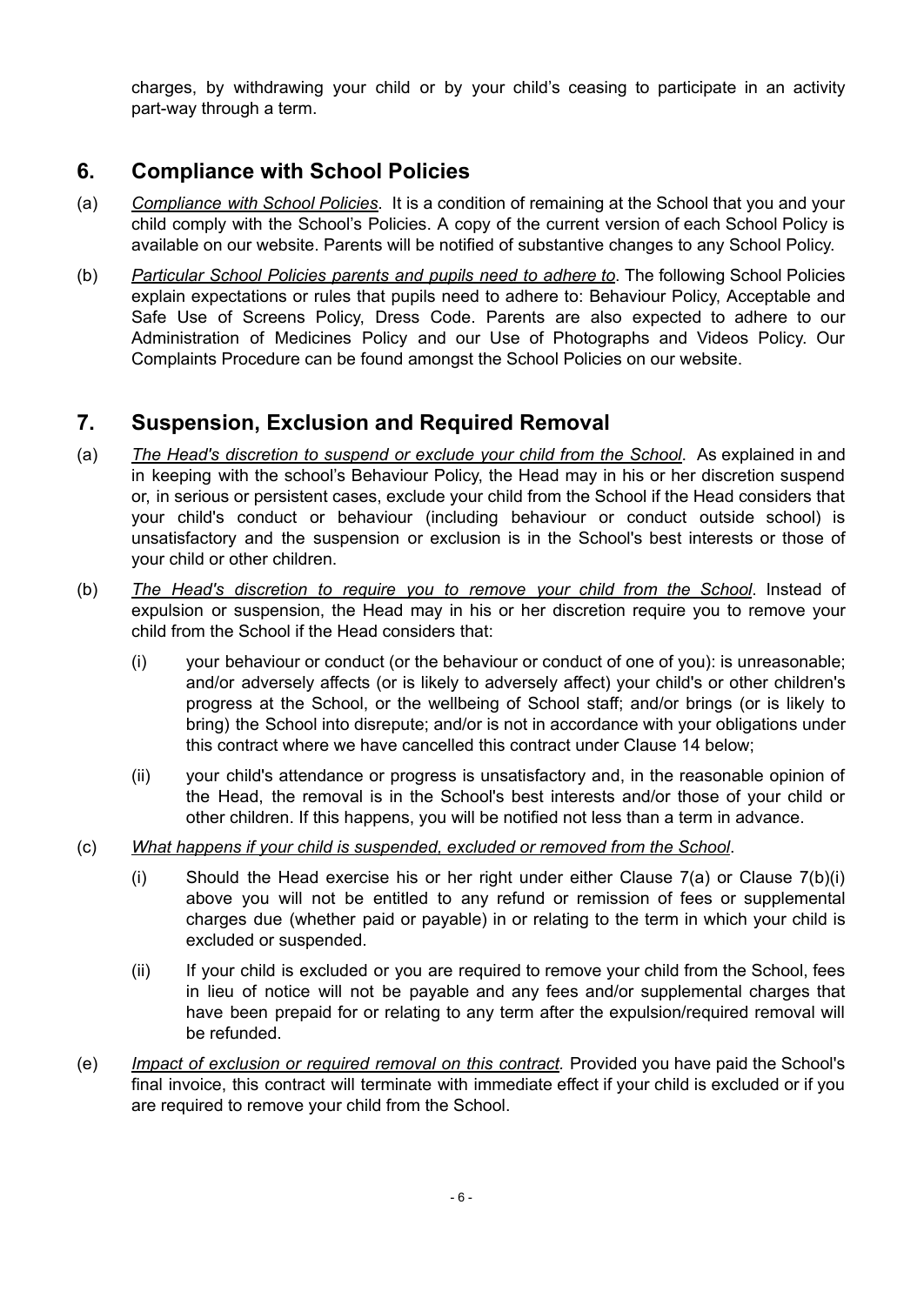charges, by withdrawing your child or by your child's ceasing to participate in an activity part-way through a term.

## 6. Compliance with School Policies

(a) *Compliance with School Policies*. It is a condition of remaining at the School that you and your child comply with the School's Policies. A copy of the current version of each School Policy is available on our website. Parents will be notified of substantive changes to any School Policy.

(b) *Particular School Policies parents and pupils need to adhere to*. The following School Policies explain expectations or rules that pupils need to adhere to: Behaviour Policy, Acceptable and Safe Use of Screens Policy, Dress Code. Parents are also expected to adhere to our Administration of Medicines Policy and our Use of Photographs and Videos Policy. Our Complaints Procedure can be found amongst the School Policies on our website.

## 7. Suspension, Exclusion and Required Removal

(a) *The Head's discretion to suspend or exclude your child from the School*. As explained in and in keeping with the school's Behaviour Policy, the Head may in his or her discretion suspend or, in serious or persistent cases, exclude your child from the School if the Head considers that your child's conduct or behaviour (including behaviour or conduct outside school) is unsatisfactory and the suspension or exclusion is in the School's best interests or those of your child or other children.

(b) *The Head's discretion to require you to remove your child from the School*. Instead of expulsion or suspension, the Head may in his or her discretion require you to remove your child from the School if the Head considers that:

(i) your behaviour or conduct (or the behaviour or conduct of one of you): is unreasonable; and/or adversely affects (or is likely to adversely affect) your child's or other children's progress at the School, or the wellbeing of School staff; and/or brings (or is likely to bring) the School into disrepute; and/or is not in accordance with your obligations under this contract where we have cancelled this contract under Clause 14 below;

(ii) your child's attendance or progress is unsatisfactory and, in the reasonable opinion of the Head, the removal is in the School's best interests and/or those of your child or other children. If this happens, you will be notified not less than a term in advance.

(c) *What happens if your child is suspended, excluded or removed from the School*.

(i) Should the Head exercise his or her right under either Clause 7(a) or Clause 7(b)(i) above you will not be entitled to any refund or remission of fees or supplemental charges due (whether paid or payable) in or relating to the term in which your child is excluded or suspended.

(ii) If your child is excluded or you are required to remove your child from the School, fees in lieu of notice will not be payable and any fees and/or supplemental charges that have been prepaid for or relating to any term after the expulsion/required removal will be refunded.

(e) *Impact of exclusion or required removal on this contract.* Provided you have paid the School's final invoice, this contract will terminate with immediate effect if your child is excluded or if you are required to remove your child from the School.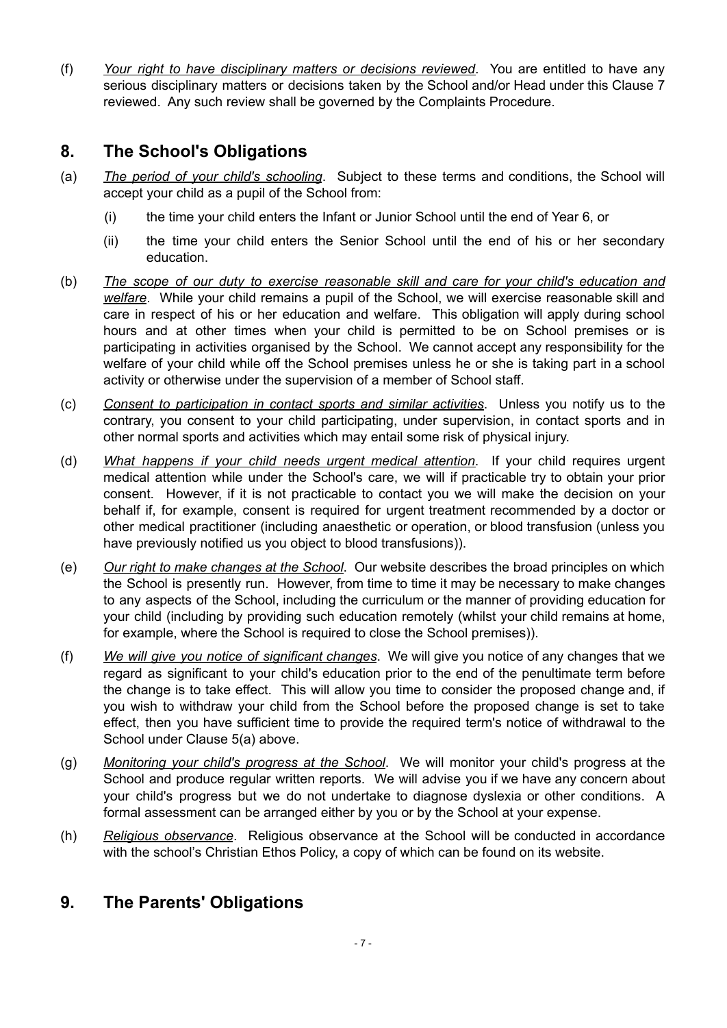(f) *Your right to have disciplinary matters or decisions reviewed*. You are entitled to have any serious disciplinary matters or decisions taken by the School and/or Head under this Clause 7 reviewed. Any such review shall be governed by the Complaints Procedure.

## 8. The School's Obligations

(a) *The period of your child's schooling*. Subject to these terms and conditions, the School will accept your child as a pupil of the School from:

  (i) the time your child enters the Infant or Junior School until the end of Year 6, or

  (ii) the time your child enters the Senior School until the end of his or her secondary education.

(b) *The scope of our duty to exercise reasonable skill and care for your child's education and welfare*. While your child remains a pupil of the School, we will exercise reasonable skill and care in respect of his or her education and welfare. This obligation will apply during school hours and at other times when your child is permitted to be on School premises or is participating in activities organised by the School. We cannot accept any responsibility for the welfare of your child while off the School premises unless he or she is taking part in a school activity or otherwise under the supervision of a member of School staff.

(c) *Consent to participation in contact sports and similar activities*. Unless you notify us to the contrary, you consent to your child participating, under supervision, in contact sports and in other normal sports and activities which may entail some risk of physical injury.

(d) *What happens if your child needs urgent medical attention*. If your child requires urgent medical attention while under the School's care, we will if practicable try to obtain your prior consent. However, if it is not practicable to contact you we will make the decision on your behalf if, for example, consent is required for urgent treatment recommended by a doctor or other medical practitioner (including anaesthetic or operation, or blood transfusion (unless you have previously notified us you object to blood transfusions)).

(e) *Our right to make changes at the School*. Our website describes the broad principles on which the School is presently run. However, from time to time it may be necessary to make changes to any aspects of the School, including the curriculum or the manner of providing education for your child (including by providing such education remotely (whilst your child remains at home, for example, where the School is required to close the School premises)).

(f) *We will give you notice of significant changes*. We will give you notice of any changes that we regard as significant to your child's education prior to the end of the penultimate term before the change is to take effect. This will allow you time to consider the proposed change and, if you wish to withdraw your child from the School before the proposed change is set to take effect, then you have sufficient time to provide the required term's notice of withdrawal to the School under Clause 5(a) above.

(g) *Monitoring your child's progress at the School*. We will monitor your child's progress at the School and produce regular written reports. We will advise you if we have any concern about your child's progress but we do not undertake to diagnose dyslexia or other conditions. A formal assessment can be arranged either by you or by the School at your expense.

(h) *Religious observance*. Religious observance at the School will be conducted in accordance with the school's Christian Ethos Policy, a copy of which can be found on its website.

## 9. The Parents' Obligations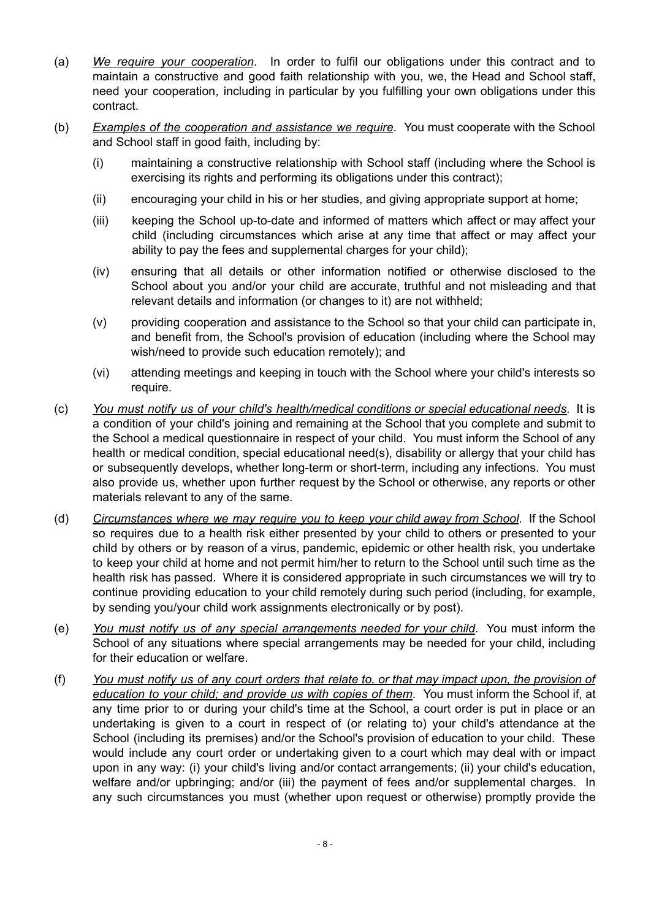(a) *We require your cooperation*. In order to fulfil our obligations under this contract and to maintain a constructive and good faith relationship with you, we, the Head and School staff, need your cooperation, including in particular by you fulfilling your own obligations under this contract.

(b) *Examples of the cooperation and assistance we require*. You must cooperate with the School and School staff in good faith, including by:

  (i) maintaining a constructive relationship with School staff (including where the School is exercising its rights and performing its obligations under this contract);

  (ii) encouraging your child in his or her studies, and giving appropriate support at home;

  (iii) keeping the School up-to-date and informed of matters which affect or may affect your child (including circumstances which arise at any time that affect or may affect your ability to pay the fees and supplemental charges for your child);

  (iv) ensuring that all details or other information notified or otherwise disclosed to the School about you and/or your child are accurate, truthful and not misleading and that relevant details and information (or changes to it) are not withheld;

  (v) providing cooperation and assistance to the School so that your child can participate in, and benefit from, the School's provision of education (including where the School may wish/need to provide such education remotely); and

  (vi) attending meetings and keeping in touch with the School where your child's interests so require.

(c) *You must notify us of your child's health/medical conditions or special educational needs*. It is a condition of your child's joining and remaining at the School that you complete and submit to the School a medical questionnaire in respect of your child. You must inform the School of any health or medical condition, special educational need(s), disability or allergy that your child has or subsequently develops, whether long-term or short-term, including any infections. You must also provide us, whether upon further request by the School or otherwise, any reports or other materials relevant to any of the same.

(d) *Circumstances where we may require you to keep your child away from School*. If the School so requires due to a health risk either presented by your child to others or presented to your child by others or by reason of a virus, pandemic, epidemic or other health risk, you undertake to keep your child at home and not permit him/her to return to the School until such time as the health risk has passed. Where it is considered appropriate in such circumstances we will try to continue providing education to your child remotely during such period (including, for example, by sending you/your child work assignments electronically or by post).

(e) *You must notify us of any special arrangements needed for your child*. You must inform the School of any situations where special arrangements may be needed for your child, including for their education or welfare.

(f) *You must notify us of any court orders that relate to, or that may impact upon, the provision of education to your child; and provide us with copies of them*. You must inform the School if, at any time prior to or during your child's time at the School, a court order is put in place or an undertaking is given to a court in respect of (or relating to) your child's attendance at the School (including its premises) and/or the School's provision of education to your child. These would include any court order or undertaking given to a court which may deal with or impact upon in any way: (i) your child's living and/or contact arrangements; (ii) your child's education, welfare and/or upbringing; and/or (iii) the payment of fees and/or supplemental charges. In any such circumstances you must (whether upon request or otherwise) promptly provide the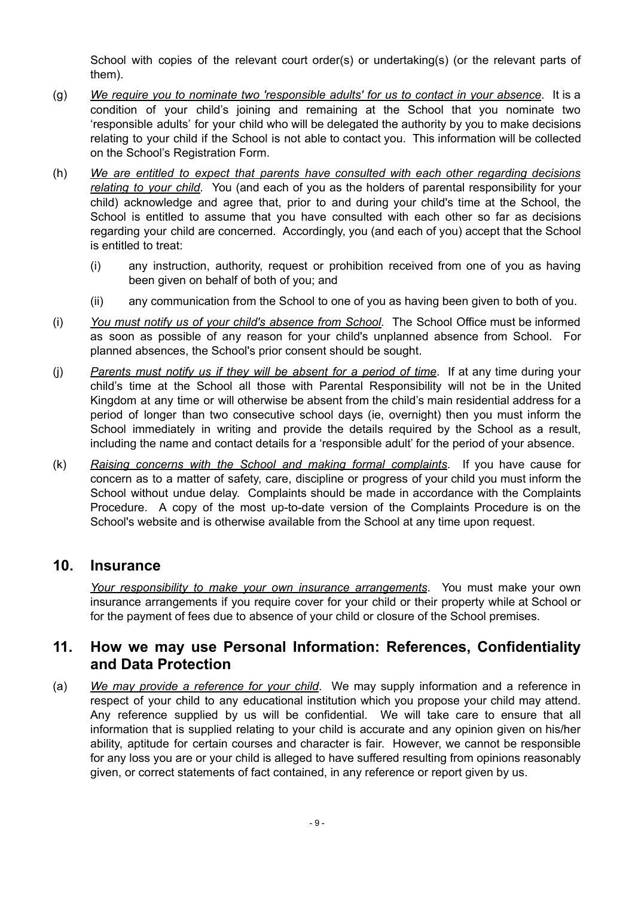School with copies of the relevant court order(s) or undertaking(s) (or the relevant parts of them).

(g) *We require you to nominate two 'responsible adults' for us to contact in your absence*. It is a condition of your child's joining and remaining at the School that you nominate two 'responsible adults' for your child who will be delegated the authority by you to make decisions relating to your child if the School is not able to contact you. This information will be collected on the School's Registration Form.

(h) *We are entitled to expect that parents have consulted with each other regarding decisions relating to your child*. You (and each of you as the holders of parental responsibility for your child) acknowledge and agree that, prior to and during your child's time at the School, the School is entitled to assume that you have consulted with each other so far as decisions regarding your child are concerned. Accordingly, you (and each of you) accept that the School is entitled to treat:

(i) any instruction, authority, request or prohibition received from one of you as having been given on behalf of both of you; and

(ii) any communication from the School to one of you as having been given to both of you.

(i) *You must notify us of your child's absence from School*. The School Office must be informed as soon as possible of any reason for your child's unplanned absence from School. For planned absences, the School's prior consent should be sought.

(j) *Parents must notify us if they will be absent for a period of time*. If at any time during your child's time at the School all those with Parental Responsibility will not be in the United Kingdom at any time or will otherwise be absent from the child's main residential address for a period of longer than two consecutive school days (ie, overnight) then you must inform the School immediately in writing and provide the details required by the School as a result, including the name and contact details for a 'responsible adult' for the period of your absence.

(k) *Raising concerns with the School and making formal complaints*. If you have cause for concern as to a matter of safety, care, discipline or progress of your child you must inform the School without undue delay. Complaints should be made in accordance with the Complaints Procedure. A copy of the most up-to-date version of the Complaints Procedure is on the School's website and is otherwise available from the School at any time upon request.

## 10. Insurance

*Your responsibility to make your own insurance arrangements*. You must make your own insurance arrangements if you require cover for your child or their property while at School or for the payment of fees due to absence of your child or closure of the School premises.

## 11. How we may use Personal Information: References, Confidentiality and Data Protection

(a) *We may provide a reference for your child*. We may supply information and a reference in respect of your child to any educational institution which you propose your child may attend. Any reference supplied by us will be confidential. We will take care to ensure that all information that is supplied relating to your child is accurate and any opinion given on his/her ability, aptitude for certain courses and character is fair. However, we cannot be responsible for any loss you are or your child is alleged to have suffered resulting from opinions reasonably given, or correct statements of fact contained, in any reference or report given by us.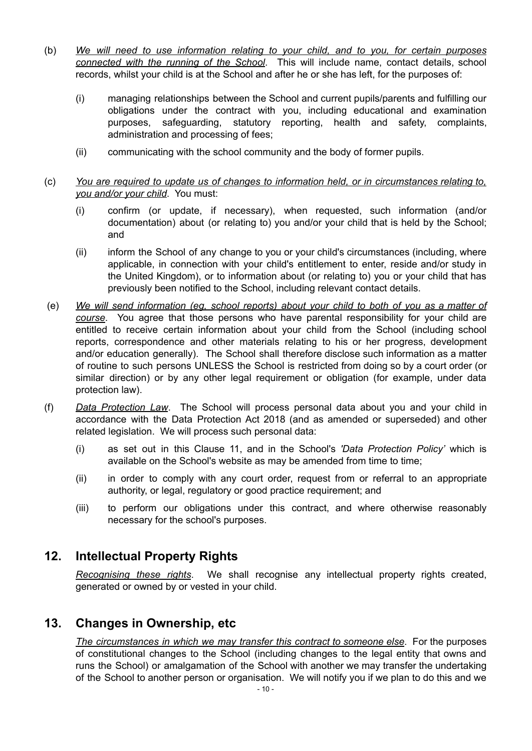(b) *<u>We will need to use information relating to your child, and to you, for certain purposes connected with the running of the School</u>*. This will include name, contact details, school records, whilst your child is at the School and after he or she has left, for the purposes of:

(i) managing relationships between the School and current pupils/parents and fulfilling our obligations under the contract with you, including educational and examination purposes, safeguarding, statutory reporting, health and safety, complaints, administration and processing of fees;

(ii) communicating with the school community and the body of former pupils.

(c) *<u>You are required to update us of changes to information held, or in circumstances relating to, you and/or your child</u>*. You must:

(i) confirm (or update, if necessary), when requested, such information (and/or documentation) about (or relating to) you and/or your child that is held by the School; and

(ii) inform the School of any change to you or your child's circumstances (including, where applicable, in connection with your child's entitlement to enter, reside and/or study in the United Kingdom), or to information about (or relating to) you or your child that has previously been notified to the School, including relevant contact details.

(e) *<u>We will send information (eg. school reports) about your child to both of you as a matter of course</u>*. You agree that those persons who have parental responsibility for your child are entitled to receive certain information about your child from the School (including school reports, correspondence and other materials relating to his or her progress, development and/or education generally). The School shall therefore disclose such information as a matter of routine to such persons UNLESS the School is restricted from doing so by a court order (or similar direction) or by any other legal requirement or obligation (for example, under data protection law).

(f) *<u>Data Protection Law</u>*. The School will process personal data about you and your child in accordance with the Data Protection Act 2018 (and as amended or superseded) and other related legislation. We will process such personal data:

(i) as set out in this Clause 11, and in the School's *'Data Protection Policy'* which is available on the School's website as may be amended from time to time;

(ii) in order to comply with any court order, request from or referral to an appropriate authority, or legal, regulatory or good practice requirement; and

(iii) to perform our obligations under this contract, and where otherwise reasonably necessary for the school's purposes.

## 12. Intellectual Property Rights

*<u>Recognising these rights</u>*. We shall recognise any intellectual property rights created, generated or owned by or vested in your child.

## 13. Changes in Ownership, etc

*<u>The circumstances in which we may transfer this contract to someone else</u>*. For the purposes of constitutional changes to the School (including changes to the legal entity that owns and runs the School) or amalgamation of the School with another we may transfer the undertaking of the School to another person or organisation. We will notify you if we plan to do this and we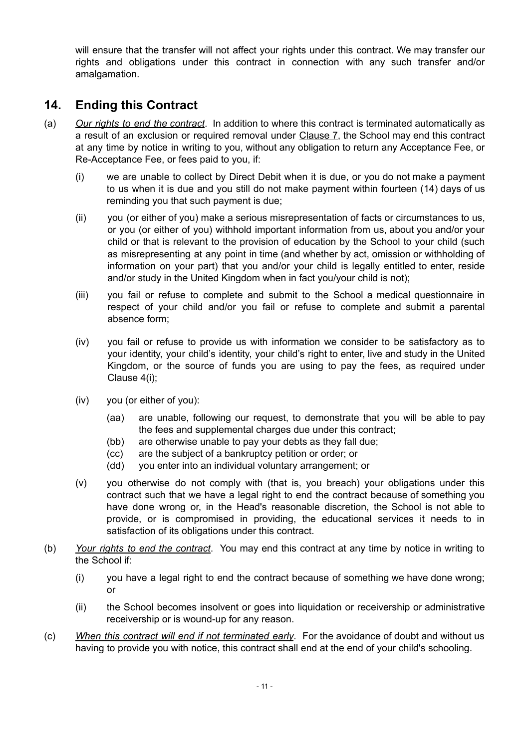will ensure that the transfer will not affect your rights under this contract. We may transfer our rights and obligations under this contract in connection with any such transfer and/or amalgamation.

## 14. Ending this Contract

(a) *Our rights to end the contract*. In addition to where this contract is terminated automatically as a result of an exclusion or required removal under Clause 7, the School may end this contract at any time by notice in writing to you, without any obligation to return any Acceptance Fee, or Re-Acceptance Fee, or fees paid to you, if:

(i) we are unable to collect by Direct Debit when it is due, or you do not make a payment to us when it is due and you still do not make payment within fourteen (14) days of us reminding you that such payment is due;

(ii) you (or either of you) make a serious misrepresentation of facts or circumstances to us, or you (or either of you) withhold important information from us, about you and/or your child or that is relevant to the provision of education by the School to your child (such as misrepresenting at any point in time (and whether by act, omission or withholding of information on your part) that you and/or your child is legally entitled to enter, reside and/or study in the United Kingdom when in fact you/your child is not);

(iii) you fail or refuse to complete and submit to the School a medical questionnaire in respect of your child and/or you fail or refuse to complete and submit a parental absence form;

(iv) you fail or refuse to provide us with information we consider to be satisfactory as to your identity, your child's identity, your child's right to enter, live and study in the United Kingdom, or the source of funds you are using to pay the fees, as required under Clause 4(i);

(iv) you (or either of you):

(aa) are unable, following our request, to demonstrate that you will be able to pay the fees and supplemental charges due under this contract;
(bb) are otherwise unable to pay your debts as they fall due;
(cc) are the subject of a bankruptcy petition or order; or
(dd) you enter into an individual voluntary arrangement; or

(v) you otherwise do not comply with (that is, you breach) your obligations under this contract such that we have a legal right to end the contract because of something you have done wrong or, in the Head's reasonable discretion, the School is not able to provide, or is compromised in providing, the educational services it needs to in satisfaction of its obligations under this contract.

(b) *Your rights to end the contract*. You may end this contract at any time by notice in writing to the School if:

(i) you have a legal right to end the contract because of something we have done wrong; or

(ii) the School becomes insolvent or goes into liquidation or receivership or administrative receivership or is wound-up for any reason.

(c) *When this contract will end if not terminated early*. For the avoidance of doubt and without us having to provide you with notice, this contract shall end at the end of your child's schooling.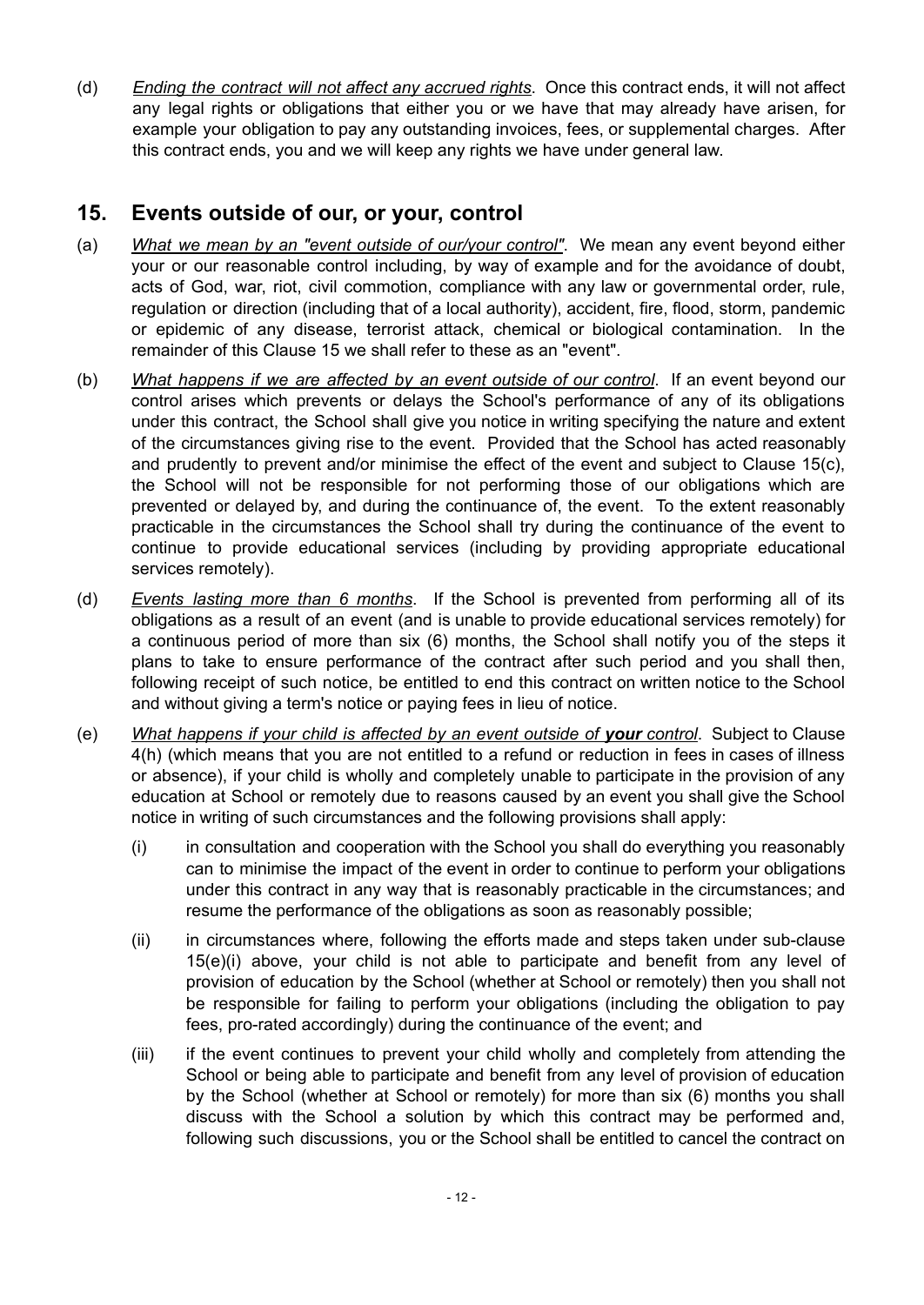(d) *Ending the contract will not affect any accrued rights*. Once this contract ends, it will not affect any legal rights or obligations that either you or we have that may already have arisen, for example your obligation to pay any outstanding invoices, fees, or supplemental charges. After this contract ends, you and we will keep any rights we have under general law.

## 15. Events outside of our, or your, control

(a) *What we mean by an "event outside of our/your control"*. We mean any event beyond either your or our reasonable control including, by way of example and for the avoidance of doubt, acts of God, war, riot, civil commotion, compliance with any law or governmental order, rule, regulation or direction (including that of a local authority), accident, fire, flood, storm, pandemic or epidemic of any disease, terrorist attack, chemical or biological contamination. In the remainder of this Clause 15 we shall refer to these as an "event".

(b) *What happens if we are affected by an event outside of our control*. If an event beyond our control arises which prevents or delays the School's performance of any of its obligations under this contract, the School shall give you notice in writing specifying the nature and extent of the circumstances giving rise to the event. Provided that the School has acted reasonably and prudently to prevent and/or minimise the effect of the event and subject to Clause 15(c), the School will not be responsible for not performing those of our obligations which are prevented or delayed by, and during the continuance of, the event. To the extent reasonably practicable in the circumstances the School shall try during the continuance of the event to continue to provide educational services (including by providing appropriate educational services remotely).

(d) *Events lasting more than 6 months*. If the School is prevented from performing all of its obligations as a result of an event (and is unable to provide educational services remotely) for a continuous period of more than six (6) months, the School shall notify you of the steps it plans to take to ensure performance of the contract after such period and you shall then, following receipt of such notice, be entitled to end this contract on written notice to the School and without giving a term's notice or paying fees in lieu of notice.

(e) *What happens if your child is affected by an event outside of **your** control*. Subject to Clause 4(h) (which means that you are not entitled to a refund or reduction in fees in cases of illness or absence), if your child is wholly and completely unable to participate in the provision of any education at School or remotely due to reasons caused by an event you shall give the School notice in writing of such circumstances and the following provisions shall apply:

(i) in consultation and cooperation with the School you shall do everything you reasonably can to minimise the impact of the event in order to continue to perform your obligations under this contract in any way that is reasonably practicable in the circumstances; and resume the performance of the obligations as soon as reasonably possible;

(ii) in circumstances where, following the efforts made and steps taken under sub-clause 15(e)(i) above, your child is not able to participate and benefit from any level of provision of education by the School (whether at School or remotely) then you shall not be responsible for failing to perform your obligations (including the obligation to pay fees, pro-rated accordingly) during the continuance of the event; and

(iii) if the event continues to prevent your child wholly and completely from attending the School or being able to participate and benefit from any level of provision of education by the School (whether at School or remotely) for more than six (6) months you shall discuss with the School a solution by which this contract may be performed and, following such discussions, you or the School shall be entitled to cancel the contract on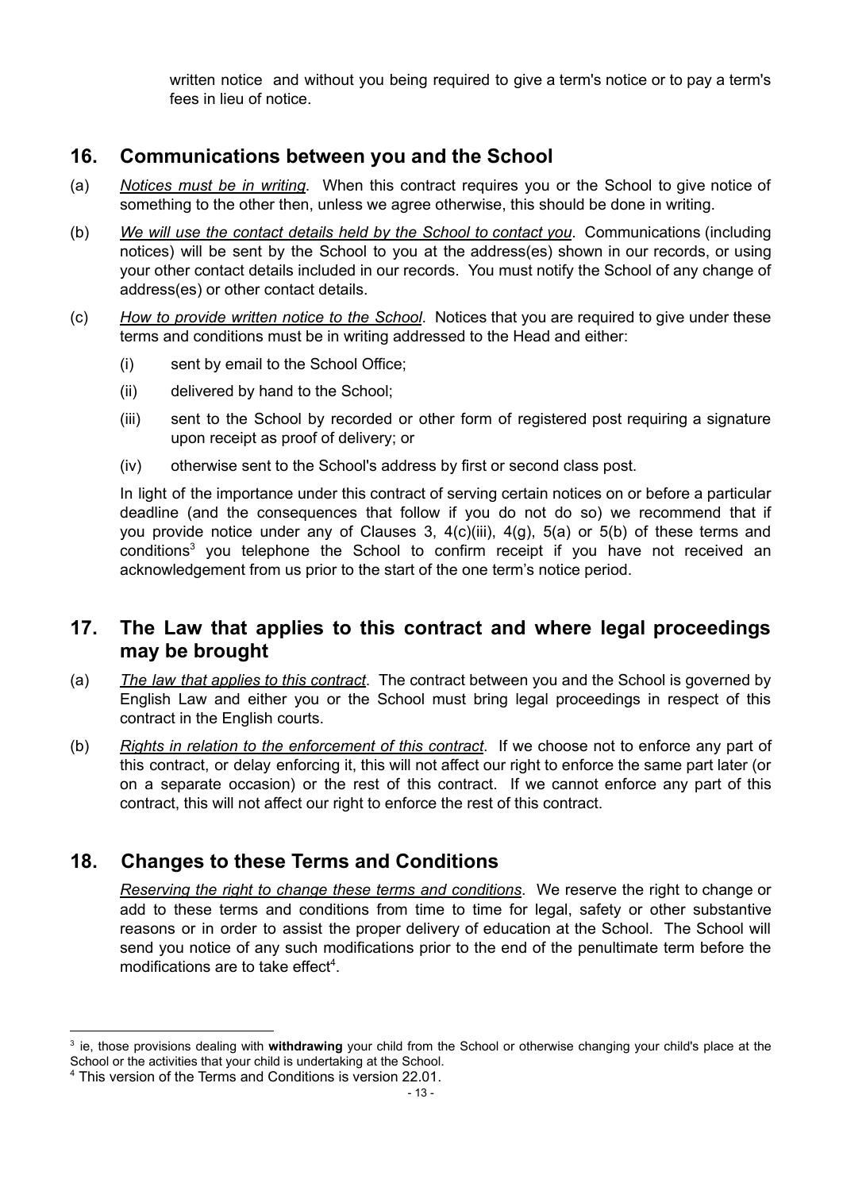written notice and without you being required to give a term's notice or to pay a term's fees in lieu of notice.

## 16. Communications between you and the School

(a) *Notices must be in writing*. When this contract requires you or the School to give notice of something to the other then, unless we agree otherwise, this should be done in writing.

(b) *We will use the contact details held by the School to contact you*. Communications (including notices) will be sent by the School to you at the address(es) shown in our records, or using your other contact details included in our records. You must notify the School of any change of address(es) or other contact details.

(c) *How to provide written notice to the School*. Notices that you are required to give under these terms and conditions must be in writing addressed to the Head and either:

   (i) sent by email to the School Office;

   (ii) delivered by hand to the School;

   (iii) sent to the School by recorded or other form of registered post requiring a signature upon receipt as proof of delivery; or

   (iv) otherwise sent to the School's address by first or second class post.

   In light of the importance under this contract of serving certain notices on or before a particular deadline (and the consequences that follow if you do not do so) we recommend that if you provide notice under any of Clauses 3, 4(c)(iii), 4(g), 5(a) or 5(b) of these terms and conditions[3] you telephone the School to confirm receipt if you have not received an acknowledgement from us prior to the start of the one term's notice period.

## 17. The Law that applies to this contract and where legal proceedings may be brought

(a) *The law that applies to this contract*. The contract between you and the School is governed by English Law and either you or the School must bring legal proceedings in respect of this contract in the English courts.

(b) *Rights in relation to the enforcement of this contract*. If we choose not to enforce any part of this contract, or delay enforcing it, this will not affect our right to enforce the same part later (or on a separate occasion) or the rest of this contract. If we cannot enforce any part of this contract, this will not affect our right to enforce the rest of this contract.

## 18. Changes to these Terms and Conditions

*Reserving the right to change these terms and conditions*. We reserve the right to change or add to these terms and conditions from time to time for legal, safety or other substantive reasons or in order to assist the proper delivery of education at the School. The School will send you notice of any such modifications prior to the end of the penultimate term before the modifications are to take effect[4].

---

[3] ie, those provisions dealing with **withdrawing** your child from the School or otherwise changing your child's place at the School or the activities that your child is undertaking at the School.

[4] This version of the Terms and Conditions is version 22.01.